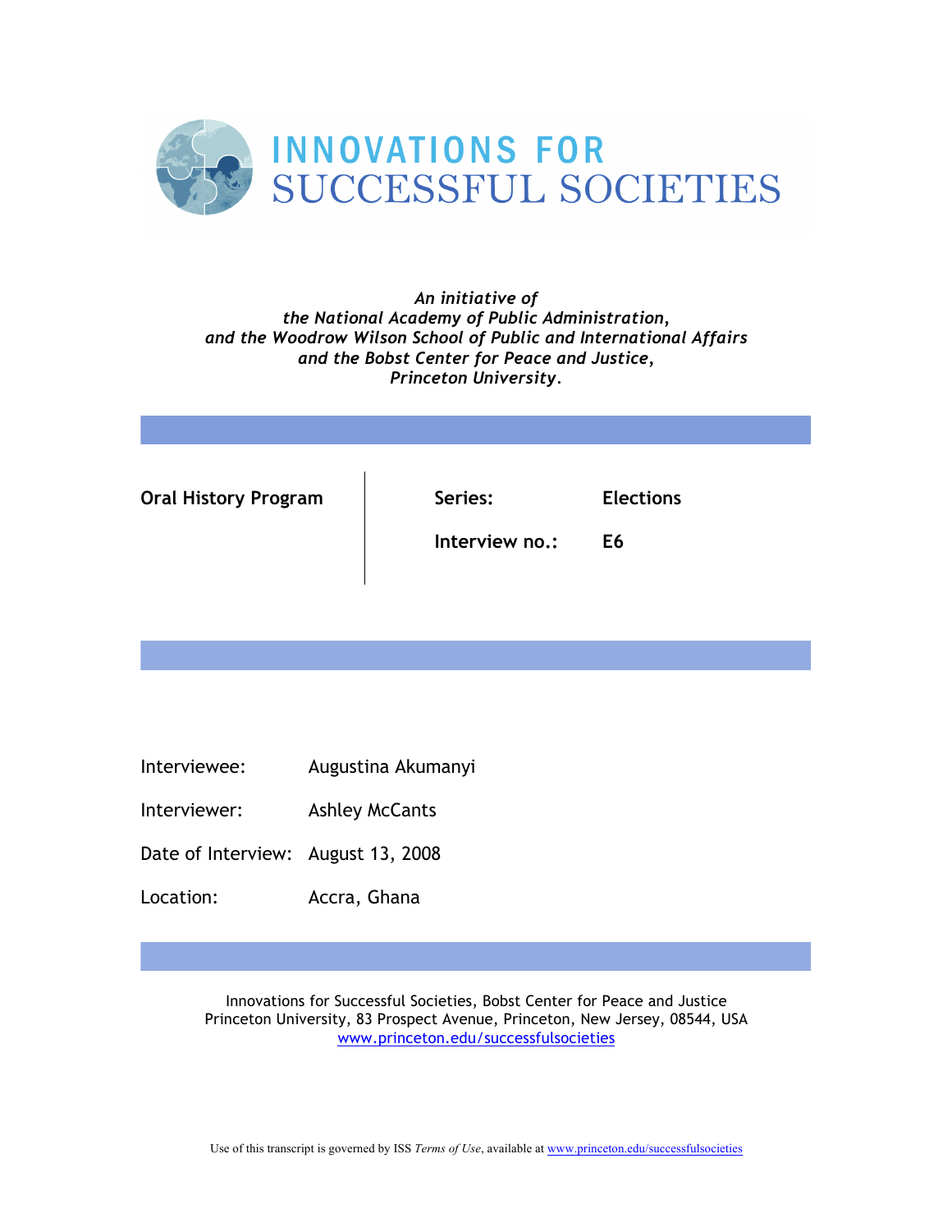# INNOVATIONS FOR SUCCESSFUL SOCIETIES

*An initiative of*
*the National Academy of Public Administration,*
*and the Woodrow Wilson School of Public and International Affairs*
*and the Bobst Center for Peace and Justice,*
*Princeton University.*

| **Oral History Program** | **Series:** | **Elections** |
|---|---|---|
| | **Interview no.:** | **E6** |

Interviewee: Augustina Akumanyi

Interviewer: Ashley McCants

Date of Interview: August 13, 2008

Location: Accra, Ghana

Innovations for Successful Societies, Bobst Center for Peace and Justice
Princeton University, 83 Prospect Avenue, Princeton, New Jersey, 08544, USA
www.princeton.edu/successfulsocieties

Use of this transcript is governed by ISS *Terms of Use*, available at www.princeton.edu/successfulsocieties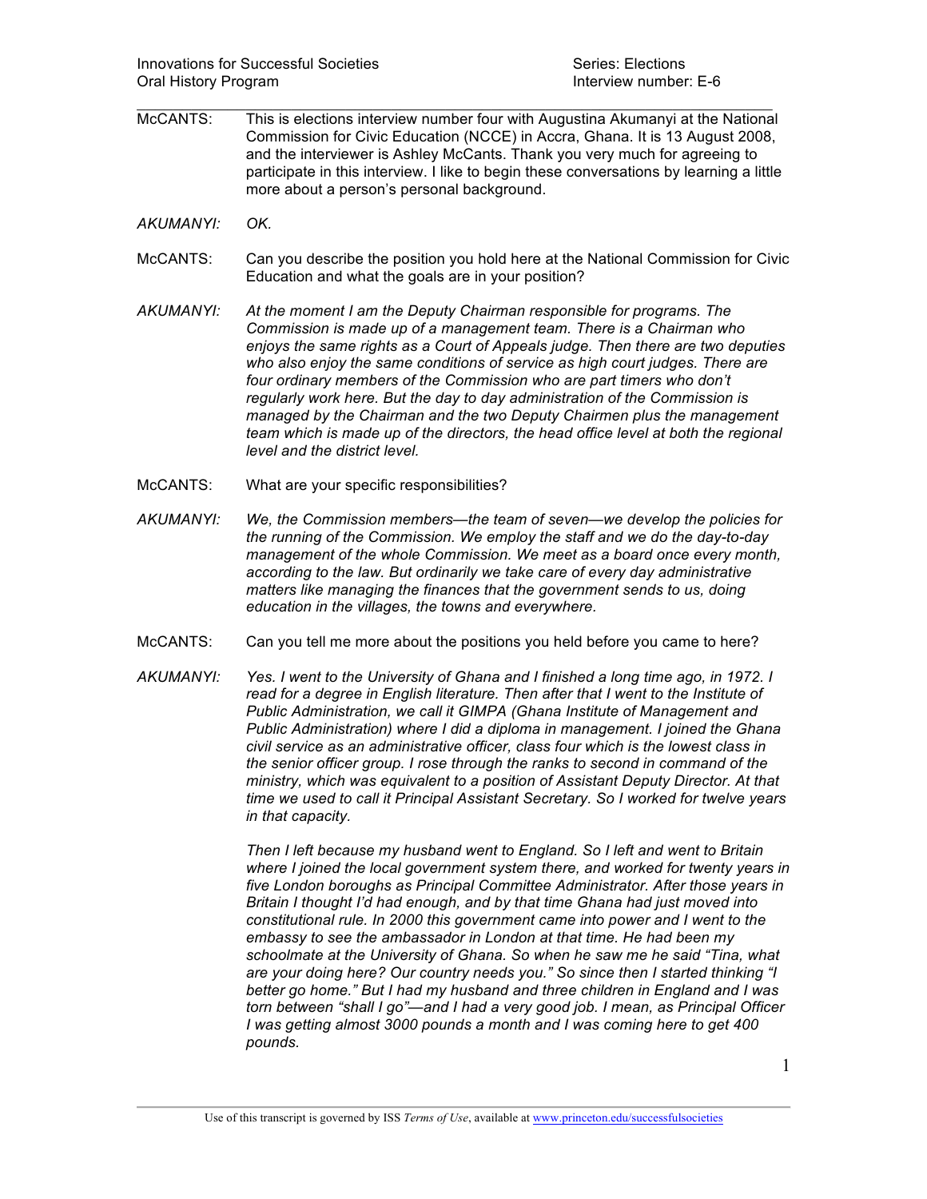McCANTS: This is elections interview number four with Augustina Akumanyi at the National Commission for Civic Education (NCCE) in Accra, Ghana. It is 13 August 2008, and the interviewer is Ashley McCants. Thank you very much for agreeing to participate in this interview. I like to begin these conversations by learning a little more about a person's personal background.

*AKUMANYI: OK.*

McCANTS: Can you describe the position you hold here at the National Commission for Civic Education and what the goals are in your position?

*AKUMANYI: At the moment I am the Deputy Chairman responsible for programs. The Commission is made up of a management team. There is a Chairman who enjoys the same rights as a Court of Appeals judge. Then there are two deputies who also enjoy the same conditions of service as high court judges. There are four ordinary members of the Commission who are part timers who don't regularly work here. But the day to day administration of the Commission is managed by the Chairman and the two Deputy Chairmen plus the management team which is made up of the directors, the head office level at both the regional level and the district level.*

McCANTS: What are your specific responsibilities?

*AKUMANYI: We, the Commission members—the team of seven—we develop the policies for the running of the Commission. We employ the staff and we do the day-to-day management of the whole Commission. We meet as a board once every month, according to the law. But ordinarily we take care of every day administrative matters like managing the finances that the government sends to us, doing education in the villages, the towns and everywhere.*

McCANTS: Can you tell me more about the positions you held before you came to here?

*AKUMANYI: Yes. I went to the University of Ghana and I finished a long time ago, in 1972. I read for a degree in English literature. Then after that I went to the Institute of Public Administration, we call it GIMPA (Ghana Institute of Management and Public Administration) where I did a diploma in management. I joined the Ghana civil service as an administrative officer, class four which is the lowest class in the senior officer group. I rose through the ranks to second in command of the ministry, which was equivalent to a position of Assistant Deputy Director. At that time we used to call it Principal Assistant Secretary. So I worked for twelve years in that capacity.*

*Then I left because my husband went to England. So I left and went to Britain where I joined the local government system there, and worked for twenty years in five London boroughs as Principal Committee Administrator. After those years in Britain I thought I'd had enough, and by that time Ghana had just moved into constitutional rule. In 2000 this government came into power and I went to the embassy to see the ambassador in London at that time. He had been my schoolmate at the University of Ghana. So when he saw me he said "Tina, what are your doing here? Our country needs you." So since then I started thinking "I better go home." But I had my husband and three children in England and I was torn between "shall I go"—and I had a very good job. I mean, as Principal Officer I was getting almost 3000 pounds a month and I was coming here to get 400 pounds.*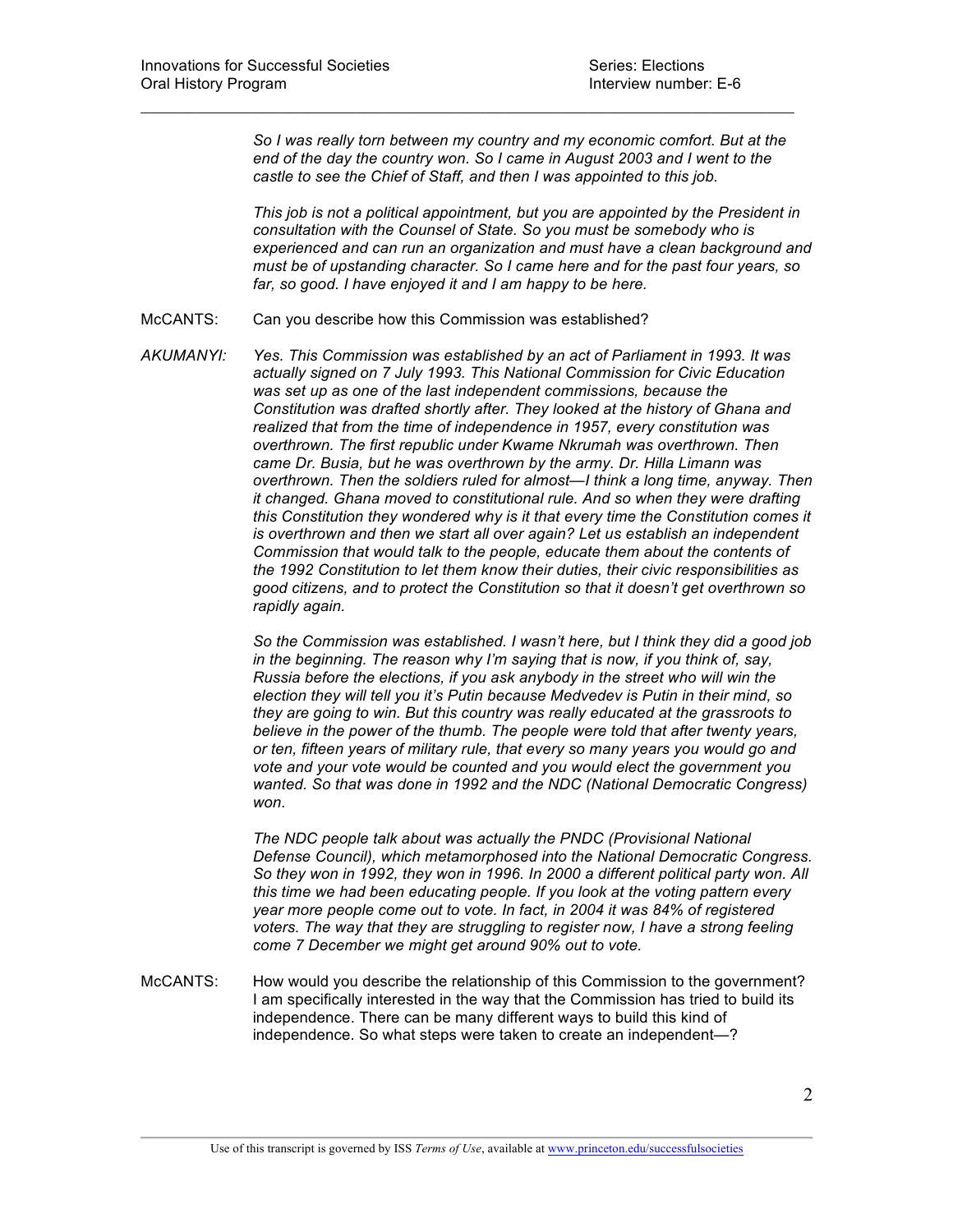*So I was really torn between my country and my economic comfort. But at the end of the day the country won. So I came in August 2003 and I went to the castle to see the Chief of Staff, and then I was appointed to this job.*

*This job is not a political appointment, but you are appointed by the President in consultation with the Counsel of State. So you must be somebody who is experienced and can run an organization and must have a clean background and must be of upstanding character. So I came here and for the past four years, so far, so good. I have enjoyed it and I am happy to be here.*

McCANTS: Can you describe how this Commission was established?

*AKUMANYI:* *Yes. This Commission was established by an act of Parliament in 1993. It was actually signed on 7 July 1993. This National Commission for Civic Education was set up as one of the last independent commissions, because the Constitution was drafted shortly after. They looked at the history of Ghana and realized that from the time of independence in 1957, every constitution was overthrown. The first republic under Kwame Nkrumah was overthrown. Then came Dr. Busia, but he was overthrown by the army. Dr. Hilla Limann was overthrown. Then the soldiers ruled for almost—I think a long time, anyway. Then it changed. Ghana moved to constitutional rule. And so when they were drafting this Constitution they wondered why is it that every time the Constitution comes it is overthrown and then we start all over again? Let us establish an independent Commission that would talk to the people, educate them about the contents of the 1992 Constitution to let them know their duties, their civic responsibilities as good citizens, and to protect the Constitution so that it doesn't get overthrown so rapidly again.*

*So the Commission was established. I wasn't here, but I think they did a good job in the beginning. The reason why I'm saying that is now, if you think of, say, Russia before the elections, if you ask anybody in the street who will win the election they will tell you it's Putin because Medvedev is Putin in their mind, so they are going to win. But this country was really educated at the grassroots to believe in the power of the thumb. The people were told that after twenty years, or ten, fifteen years of military rule, that every so many years you would go and vote and your vote would be counted and you would elect the government you wanted. So that was done in 1992 and the NDC (National Democratic Congress) won.*

*The NDC people talk about was actually the PNDC (Provisional National Defense Council), which metamorphosed into the National Democratic Congress. So they won in 1992, they won in 1996. In 2000 a different political party won. All this time we had been educating people. If you look at the voting pattern every year more people come out to vote. In fact, in 2004 it was 84% of registered voters. The way that they are struggling to register now, I have a strong feeling come 7 December we might get around 90% out to vote.*

McCANTS: How would you describe the relationship of this Commission to the government? I am specifically interested in the way that the Commission has tried to build its independence. There can be many different ways to build this kind of independence. So what steps were taken to create an independent—?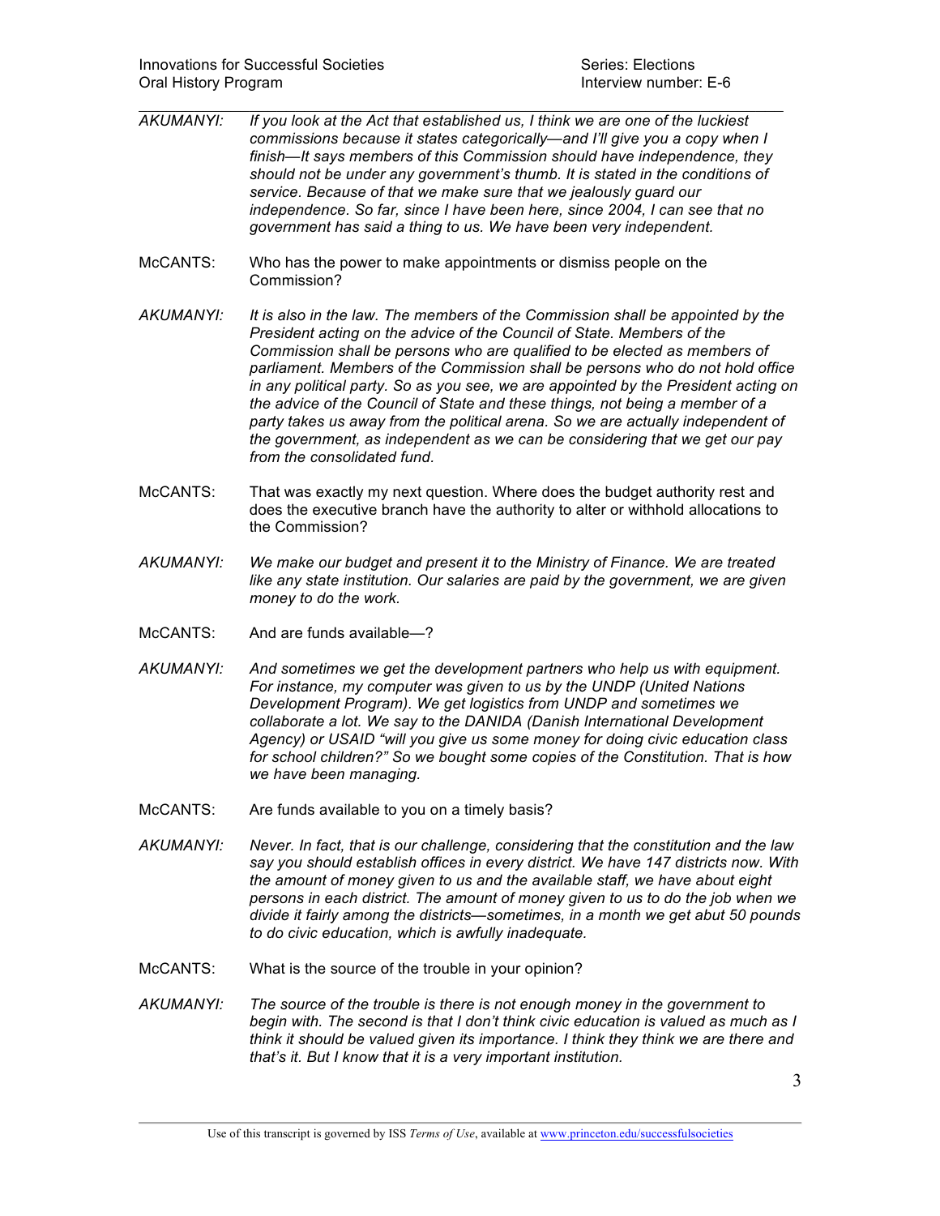AKUMANYI: *If you look at the Act that established us, I think we are one of the luckiest commissions because it states categorically—and I'll give you a copy when I finish—It says members of this Commission should have independence, they should not be under any government's thumb. It is stated in the conditions of service. Because of that we make sure that we jealously guard our independence. So far, since I have been here, since 2004, I can see that no government has said a thing to us. We have been very independent.*

McCANTS: Who has the power to make appointments or dismiss people on the Commission?

AKUMANYI: *It is also in the law. The members of the Commission shall be appointed by the President acting on the advice of the Council of State. Members of the Commission shall be persons who are qualified to be elected as members of parliament. Members of the Commission shall be persons who do not hold office in any political party. So as you see, we are appointed by the President acting on the advice of the Council of State and these things, not being a member of a party takes us away from the political arena. So we are actually independent of the government, as independent as we can be considering that we get our pay from the consolidated fund.*

McCANTS: That was exactly my next question. Where does the budget authority rest and does the executive branch have the authority to alter or withhold allocations to the Commission?

AKUMANYI: *We make our budget and present it to the Ministry of Finance. We are treated like any state institution. Our salaries are paid by the government, we are given money to do the work.*

McCANTS: And are funds available—?

AKUMANYI: *And sometimes we get the development partners who help us with equipment. For instance, my computer was given to us by the UNDP (United Nations Development Program). We get logistics from UNDP and sometimes we collaborate a lot. We say to the DANIDA (Danish International Development Agency) or USAID "will you give us some money for doing civic education class for school children?" So we bought some copies of the Constitution. That is how we have been managing.*

McCANTS: Are funds available to you on a timely basis?

AKUMANYI: *Never. In fact, that is our challenge, considering that the constitution and the law say you should establish offices in every district. We have 147 districts now. With the amount of money given to us and the available staff, we have about eight persons in each district. The amount of money given to us to do the job when we divide it fairly among the districts—sometimes, in a month we get abut 50 pounds to do civic education, which is awfully inadequate.*

McCANTS: What is the source of the trouble in your opinion?

AKUMANYI: *The source of the trouble is there is not enough money in the government to begin with. The second is that I don't think civic education is valued as much as I think it should be valued given its importance. I think they think we are there and that's it. But I know that it is a very important institution.*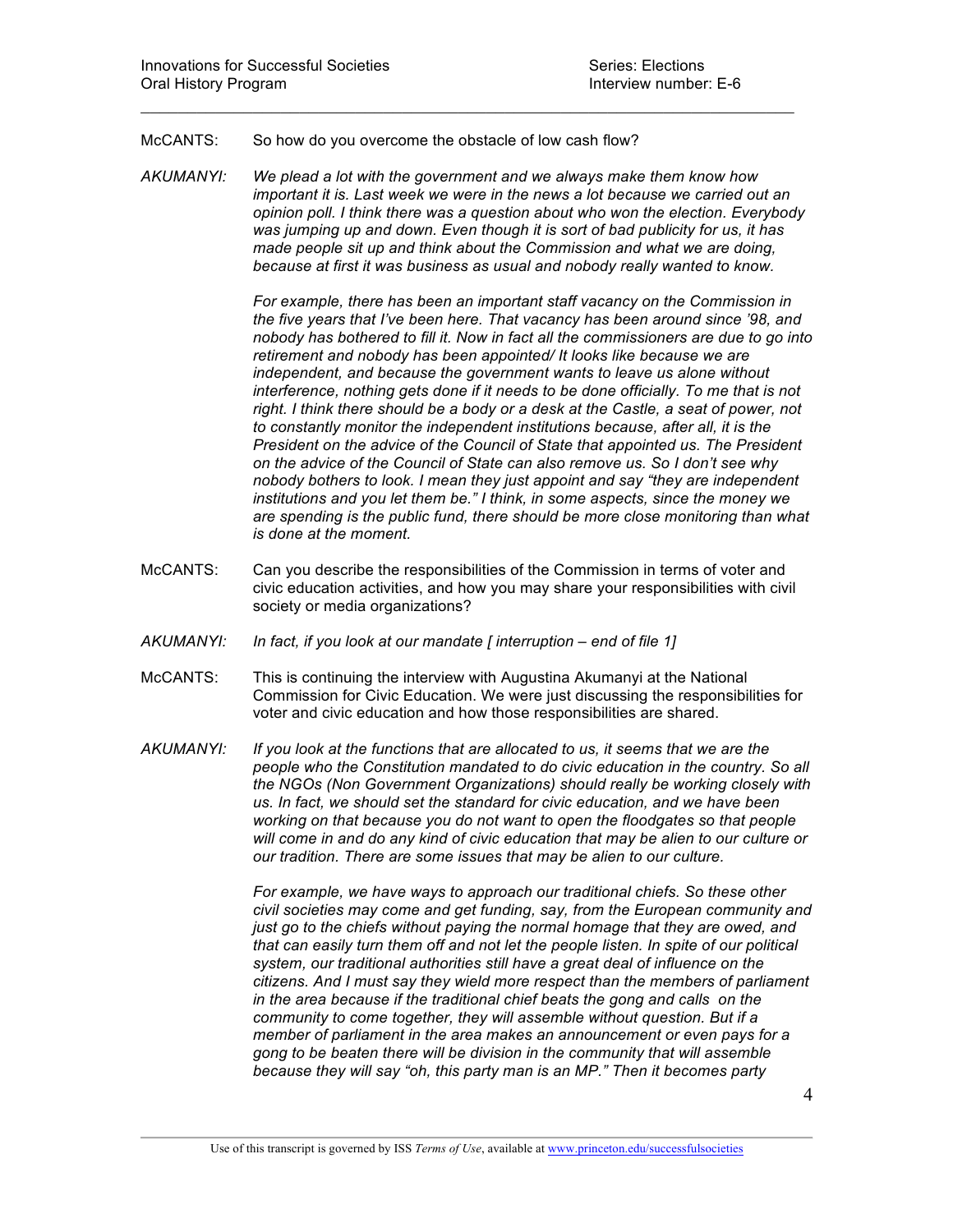McCANTS: So how do you overcome the obstacle of low cash flow?

*AKUMANYI: We plead a lot with the government and we always make them know how important it is. Last week we were in the news a lot because we carried out an opinion poll. I think there was a question about who won the election. Everybody was jumping up and down. Even though it is sort of bad publicity for us, it has made people sit up and think about the Commission and what we are doing, because at first it was business as usual and nobody really wanted to know.*

*For example, there has been an important staff vacancy on the Commission in the five years that I've been here. That vacancy has been around since '98, and nobody has bothered to fill it. Now in fact all the commissioners are due to go into retirement and nobody has been appointed/ It looks like because we are independent, and because the government wants to leave us alone without interference, nothing gets done if it needs to be done officially. To me that is not right. I think there should be a body or a desk at the Castle, a seat of power, not to constantly monitor the independent institutions because, after all, it is the President on the advice of the Council of State that appointed us. The President on the advice of the Council of State can also remove us. So I don't see why nobody bothers to look. I mean they just appoint and say "they are independent institutions and you let them be." I think, in some aspects, since the money we are spending is the public fund, there should be more close monitoring than what is done at the moment.*

McCANTS: Can you describe the responsibilities of the Commission in terms of voter and civic education activities, and how you may share your responsibilities with civil society or media organizations?

*AKUMANYI: In fact, if you look at our mandate [ interruption – end of file 1]*

McCANTS: This is continuing the interview with Augustina Akumanyi at the National Commission for Civic Education. We were just discussing the responsibilities for voter and civic education and how those responsibilities are shared.

*AKUMANYI: If you look at the functions that are allocated to us, it seems that we are the people who the Constitution mandated to do civic education in the country. So all the NGOs (Non Government Organizations) should really be working closely with us. In fact, we should set the standard for civic education, and we have been working on that because you do not want to open the floodgates so that people will come in and do any kind of civic education that may be alien to our culture or our tradition. There are some issues that may be alien to our culture.*

*For example, we have ways to approach our traditional chiefs. So these other civil societies may come and get funding, say, from the European community and just go to the chiefs without paying the normal homage that they are owed, and that can easily turn them off and not let the people listen. In spite of our political system, our traditional authorities still have a great deal of influence on the citizens. And I must say they wield more respect than the members of parliament in the area because if the traditional chief beats the gong and calls on the community to come together, they will assemble without question. But if a member of parliament in the area makes an announcement or even pays for a gong to be beaten there will be division in the community that will assemble because they will say "oh, this party man is an MP." Then it becomes party*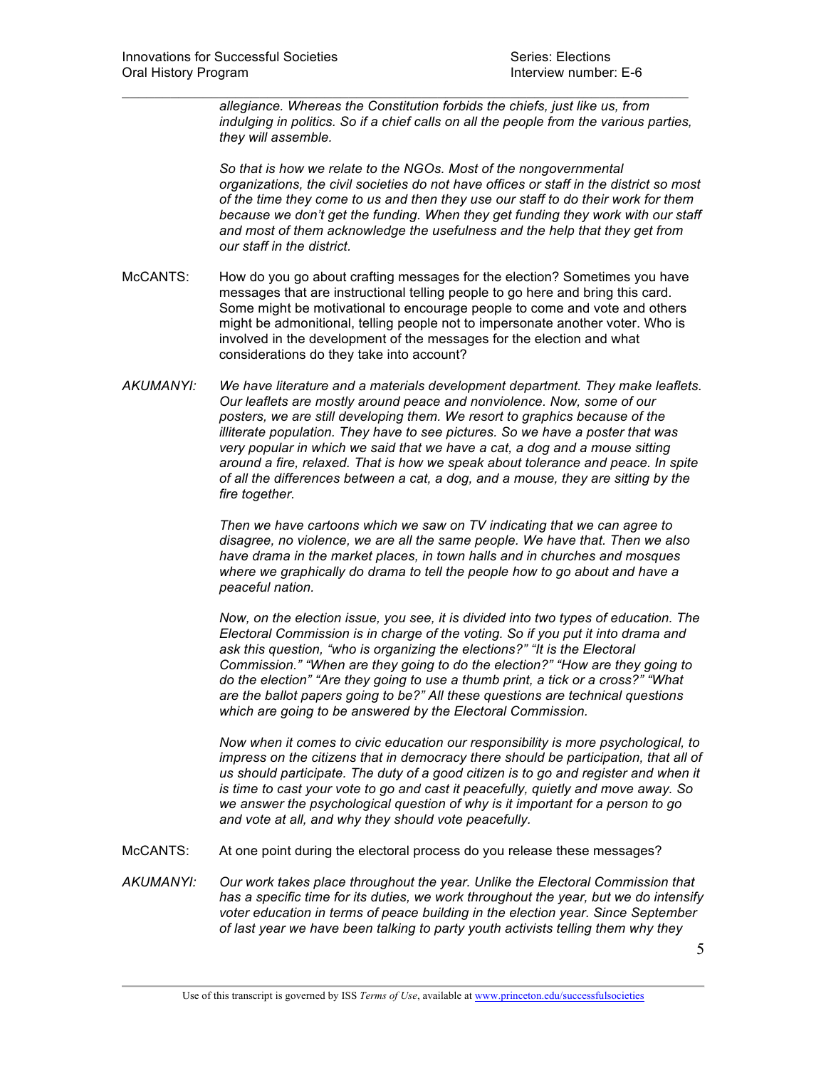*allegiance. Whereas the Constitution forbids the chiefs, just like us, from indulging in politics. So if a chief calls on all the people from the various parties, they will assemble.*

*So that is how we relate to the NGOs. Most of the nongovernmental organizations, the civil societies do not have offices or staff in the district so most of the time they come to us and then they use our staff to do their work for them because we don't get the funding. When they get funding they work with our staff and most of them acknowledge the usefulness and the help that they get from our staff in the district.*

McCANTS: How do you go about crafting messages for the election? Sometimes you have messages that are instructional telling people to go here and bring this card. Some might be motivational to encourage people to come and vote and others might be admonitional, telling people not to impersonate another voter. Who is involved in the development of the messages for the election and what considerations do they take into account?

*AKUMANYI: We have literature and a materials development department. They make leaflets. Our leaflets are mostly around peace and nonviolence. Now, some of our posters, we are still developing them. We resort to graphics because of the illiterate population. They have to see pictures. So we have a poster that was very popular in which we said that we have a cat, a dog and a mouse sitting around a fire, relaxed. That is how we speak about tolerance and peace. In spite of all the differences between a cat, a dog, and a mouse, they are sitting by the fire together.*

*Then we have cartoons which we saw on TV indicating that we can agree to disagree, no violence, we are all the same people. We have that. Then we also have drama in the market places, in town halls and in churches and mosques where we graphically do drama to tell the people how to go about and have a peaceful nation.*

*Now, on the election issue, you see, it is divided into two types of education. The Electoral Commission is in charge of the voting. So if you put it into drama and ask this question, "who is organizing the elections?" "It is the Electoral Commission." "When are they going to do the election?" "How are they going to do the election" "Are they going to use a thumb print, a tick or a cross?" "What are the ballot papers going to be?" All these questions are technical questions which are going to be answered by the Electoral Commission.*

*Now when it comes to civic education our responsibility is more psychological, to impress on the citizens that in democracy there should be participation, that all of us should participate. The duty of a good citizen is to go and register and when it is time to cast your vote to go and cast it peacefully, quietly and move away. So we answer the psychological question of why is it important for a person to go and vote at all, and why they should vote peacefully.*

McCANTS: At one point during the electoral process do you release these messages?

*AKUMANYI: Our work takes place throughout the year. Unlike the Electoral Commission that has a specific time for its duties, we work throughout the year, but we do intensify voter education in terms of peace building in the election year. Since September of last year we have been talking to party youth activists telling them why they*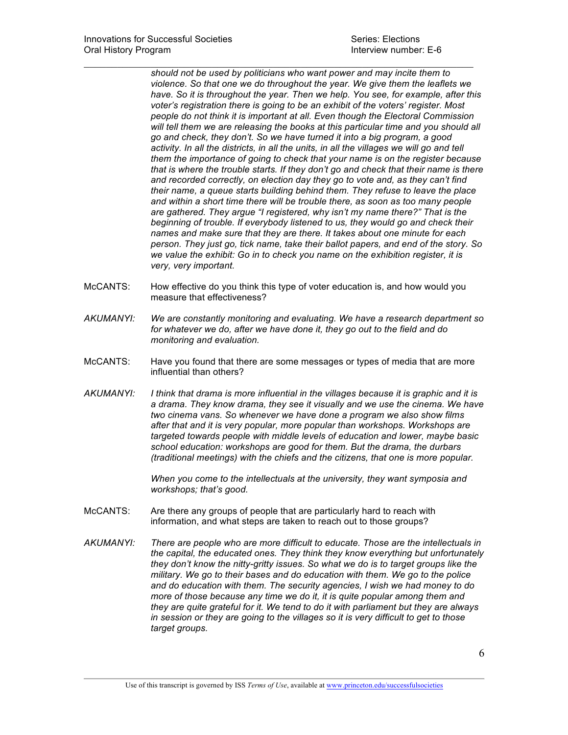*should not be used by politicians who want power and may incite them to violence. So that one we do throughout the year. We give them the leaflets we have. So it is throughout the year. Then we help. You see, for example, after this voter's registration there is going to be an exhibit of the voters' register. Most people do not think it is important at all. Even though the Electoral Commission will tell them we are releasing the books at this particular time and you should all go and check, they don't. So we have turned it into a big program, a good activity. In all the districts, in all the units, in all the villages we will go and tell them the importance of going to check that your name is on the register because that is where the trouble starts. If they don't go and check that their name is there and recorded correctly, on election day they go to vote and, as they can't find their name, a queue starts building behind them. They refuse to leave the place and within a short time there will be trouble there, as soon as too many people are gathered. They argue "I registered, why isn't my name there?" That is the beginning of trouble. If everybody listened to us, they would go and check their names and make sure that they are there. It takes about one minute for each person. They just go, tick name, take their ballot papers, and end of the story. So we value the exhibit: Go in to check you name on the exhibition register, it is very, very important.*

McCANTS: How effective do you think this type of voter education is, and how would you measure that effectiveness?

*AKUMANYI: We are constantly monitoring and evaluating. We have a research department so for whatever we do, after we have done it, they go out to the field and do monitoring and evaluation.*

McCANTS: Have you found that there are some messages or types of media that are more influential than others?

*AKUMANYI: I think that drama is more influential in the villages because it is graphic and it is a drama. They know drama, they see it visually and we use the cinema. We have two cinema vans. So whenever we have done a program we also show films after that and it is very popular, more popular than workshops. Workshops are targeted towards people with middle levels of education and lower, maybe basic school education: workshops are good for them. But the drama, the durbars (traditional meetings) with the chiefs and the citizens, that one is more popular.*

*When you come to the intellectuals at the university, they want symposia and workshops; that's good.*

McCANTS: Are there any groups of people that are particularly hard to reach with information, and what steps are taken to reach out to those groups?

*AKUMANYI: There are people who are more difficult to educate. Those are the intellectuals in the capital, the educated ones. They think they know everything but unfortunately they don't know the nitty-gritty issues. So what we do is to target groups like the military. We go to their bases and do education with them. We go to the police and do education with them. The security agencies, I wish we had money to do more of those because any time we do it, it is quite popular among them and they are quite grateful for it. We tend to do it with parliament but they are always in session or they are going to the villages so it is very difficult to get to those target groups.*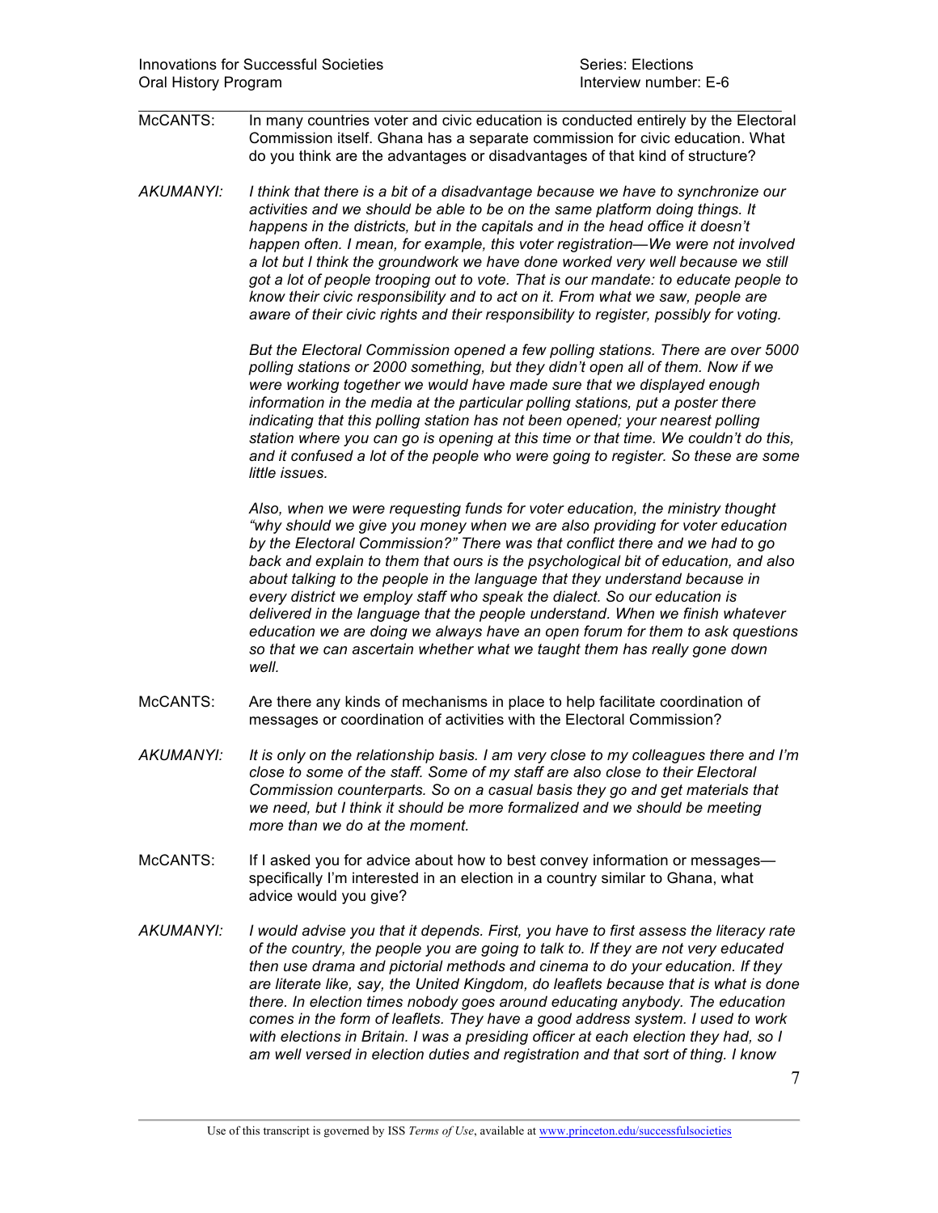McCANTS: In many countries voter and civic education is conducted entirely by the Electoral Commission itself. Ghana has a separate commission for civic education. What do you think are the advantages or disadvantages of that kind of structure?

*AKUMANYI: I think that there is a bit of a disadvantage because we have to synchronize our activities and we should be able to be on the same platform doing things. It happens in the districts, but in the capitals and in the head office it doesn't happen often. I mean, for example, this voter registration—We were not involved a lot but I think the groundwork we have done worked very well because we still got a lot of people trooping out to vote. That is our mandate: to educate people to know their civic responsibility and to act on it. From what we saw, people are aware of their civic rights and their responsibility to register, possibly for voting.*

*But the Electoral Commission opened a few polling stations. There are over 5000 polling stations or 2000 something, but they didn't open all of them. Now if we were working together we would have made sure that we displayed enough information in the media at the particular polling stations, put a poster there indicating that this polling station has not been opened; your nearest polling station where you can go is opening at this time or that time. We couldn't do this, and it confused a lot of the people who were going to register. So these are some little issues.*

*Also, when we were requesting funds for voter education, the ministry thought "why should we give you money when we are also providing for voter education by the Electoral Commission?" There was that conflict there and we had to go back and explain to them that ours is the psychological bit of education, and also about talking to the people in the language that they understand because in every district we employ staff who speak the dialect. So our education is delivered in the language that the people understand. When we finish whatever education we are doing we always have an open forum for them to ask questions so that we can ascertain whether what we taught them has really gone down well.*

McCANTS: Are there any kinds of mechanisms in place to help facilitate coordination of messages or coordination of activities with the Electoral Commission?

*AKUMANYI: It is only on the relationship basis. I am very close to my colleagues there and I'm close to some of the staff. Some of my staff are also close to their Electoral Commission counterparts. So on a casual basis they go and get materials that we need, but I think it should be more formalized and we should be meeting more than we do at the moment.*

McCANTS: If I asked you for advice about how to best convey information or messages—specifically I'm interested in an election in a country similar to Ghana, what advice would you give?

*AKUMANYI: I would advise you that it depends. First, you have to first assess the literacy rate of the country, the people you are going to talk to. If they are not very educated then use drama and pictorial methods and cinema to do your education. If they are literate like, say, the United Kingdom, do leaflets because that is what is done there. In election times nobody goes around educating anybody. The education comes in the form of leaflets. They have a good address system. I used to work with elections in Britain. I was a presiding officer at each election they had, so I am well versed in election duties and registration and that sort of thing. I know*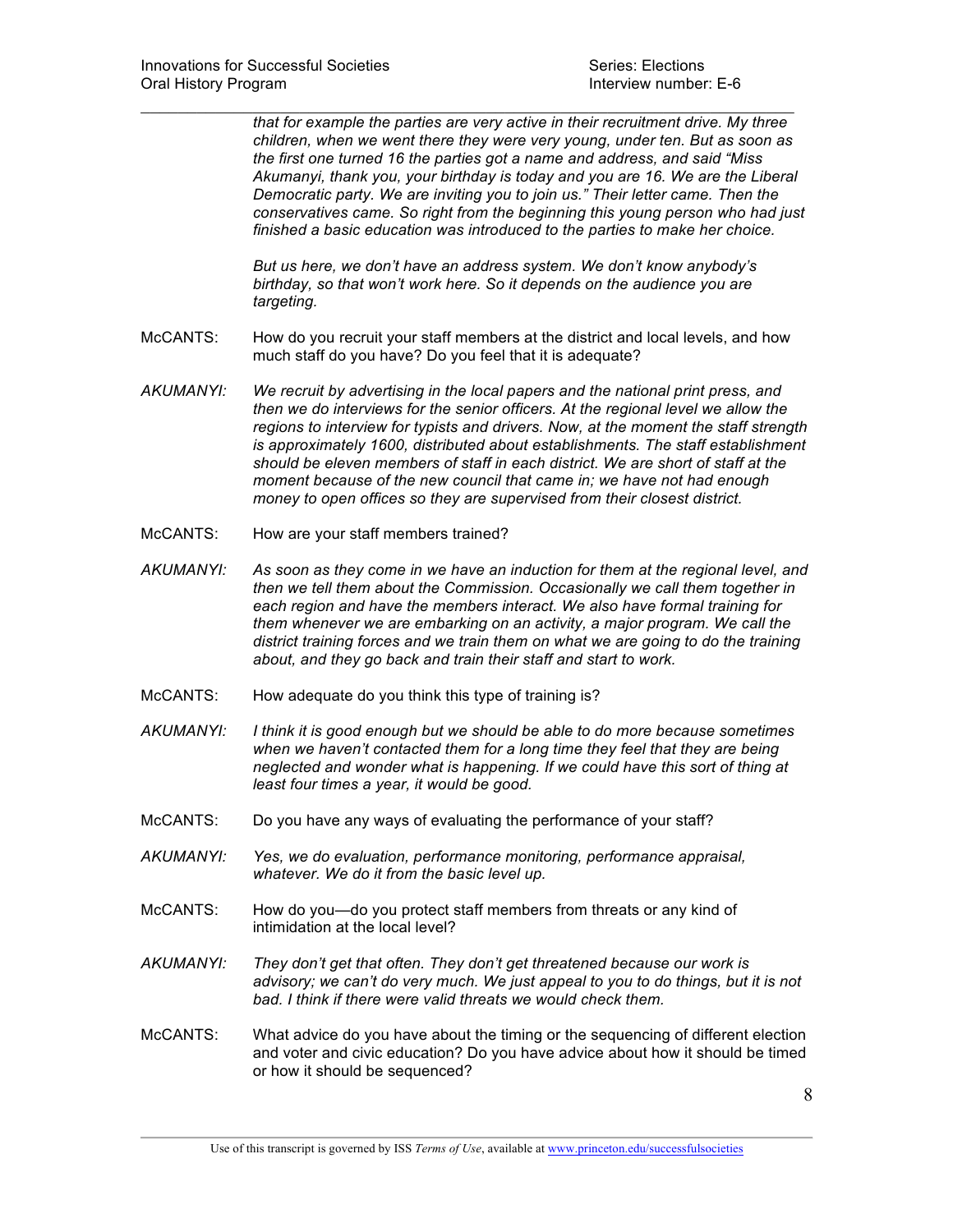*that for example the parties are very active in their recruitment drive. My three children, when we went there they were very young, under ten. But as soon as the first one turned 16 the parties got a name and address, and said "Miss Akumanyi, thank you, your birthday is today and you are 16. We are the Liberal Democratic party. We are inviting you to join us." Their letter came. Then the conservatives came. So right from the beginning this young person who had just finished a basic education was introduced to the parties to make her choice.*

*But us here, we don't have an address system. We don't know anybody's birthday, so that won't work here. So it depends on the audience you are targeting.*

McCANTS: How do you recruit your staff members at the district and local levels, and how much staff do you have? Do you feel that it is adequate?

*AKUMANYI: We recruit by advertising in the local papers and the national print press, and then we do interviews for the senior officers. At the regional level we allow the regions to interview for typists and drivers. Now, at the moment the staff strength is approximately 1600, distributed about establishments. The staff establishment should be eleven members of staff in each district. We are short of staff at the moment because of the new council that came in; we have not had enough money to open offices so they are supervised from their closest district.*

McCANTS: How are your staff members trained?

*AKUMANYI: As soon as they come in we have an induction for them at the regional level, and then we tell them about the Commission. Occasionally we call them together in each region and have the members interact. We also have formal training for them whenever we are embarking on an activity, a major program. We call the district training forces and we train them on what we are going to do the training about, and they go back and train their staff and start to work.*

McCANTS: How adequate do you think this type of training is?

*AKUMANYI: I think it is good enough but we should be able to do more because sometimes when we haven't contacted them for a long time they feel that they are being neglected and wonder what is happening. If we could have this sort of thing at least four times a year, it would be good.*

McCANTS: Do you have any ways of evaluating the performance of your staff?

*AKUMANYI: Yes, we do evaluation, performance monitoring, performance appraisal, whatever. We do it from the basic level up.*

McCANTS: How do you—do you protect staff members from threats or any kind of intimidation at the local level?

*AKUMANYI: They don't get that often. They don't get threatened because our work is advisory; we can't do very much. We just appeal to you to do things, but it is not bad. I think if there were valid threats we would check them.*

McCANTS: What advice do you have about the timing or the sequencing of different election and voter and civic education? Do you have advice about how it should be timed or how it should be sequenced?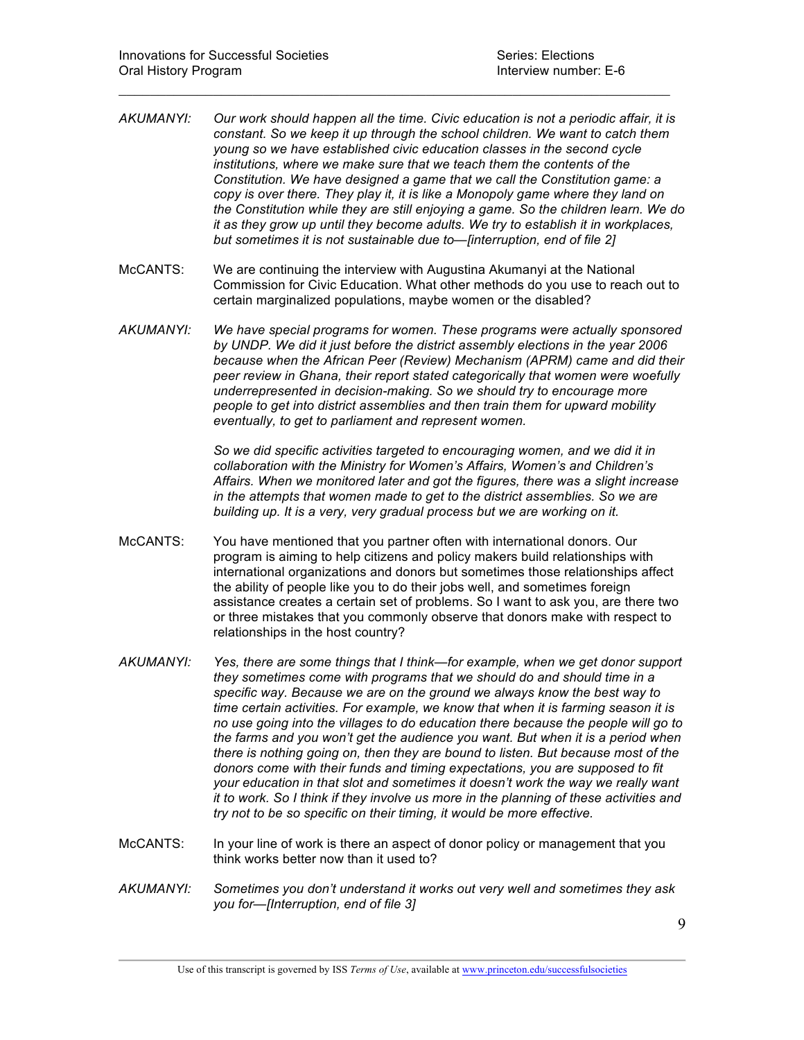AKUMANYI: *Our work should happen all the time. Civic education is not a periodic affair, it is constant. So we keep it up through the school children. We want to catch them young so we have established civic education classes in the second cycle institutions, where we make sure that we teach them the contents of the Constitution. We have designed a game that we call the Constitution game: a copy is over there. They play it, it is like a Monopoly game where they land on the Constitution while they are still enjoying a game. So the children learn. We do it as they grow up until they become adults. We try to establish it in workplaces, but sometimes it is not sustainable due to—[interruption, end of file 2]*

McCANTS: We are continuing the interview with Augustina Akumanyi at the National Commission for Civic Education. What other methods do you use to reach out to certain marginalized populations, maybe women or the disabled?

AKUMANYI: *We have special programs for women. These programs were actually sponsored by UNDP. We did it just before the district assembly elections in the year 2006 because when the African Peer (Review) Mechanism (APRM) came and did their peer review in Ghana, their report stated categorically that women were woefully underrepresented in decision-making. So we should try to encourage more people to get into district assemblies and then train them for upward mobility eventually, to get to parliament and represent women.*

*So we did specific activities targeted to encouraging women, and we did it in collaboration with the Ministry for Women's Affairs, Women's and Children's Affairs. When we monitored later and got the figures, there was a slight increase in the attempts that women made to get to the district assemblies. So we are building up. It is a very, very gradual process but we are working on it.*

McCANTS: You have mentioned that you partner often with international donors. Our program is aiming to help citizens and policy makers build relationships with international organizations and donors but sometimes those relationships affect the ability of people like you to do their jobs well, and sometimes foreign assistance creates a certain set of problems. So I want to ask you, are there two or three mistakes that you commonly observe that donors make with respect to relationships in the host country?

AKUMANYI: *Yes, there are some things that I think—for example, when we get donor support they sometimes come with programs that we should do and should time in a specific way. Because we are on the ground we always know the best way to time certain activities. For example, we know that when it is farming season it is no use going into the villages to do education there because the people will go to the farms and you won't get the audience you want. But when it is a period when there is nothing going on, then they are bound to listen. But because most of the donors come with their funds and timing expectations, you are supposed to fit your education in that slot and sometimes it doesn't work the way we really want it to work. So I think if they involve us more in the planning of these activities and try not to be so specific on their timing, it would be more effective.*

McCANTS: In your line of work is there an aspect of donor policy or management that you think works better now than it used to?

AKUMANYI: *Sometimes you don't understand it works out very well and sometimes they ask you for—[Interruption, end of file 3]*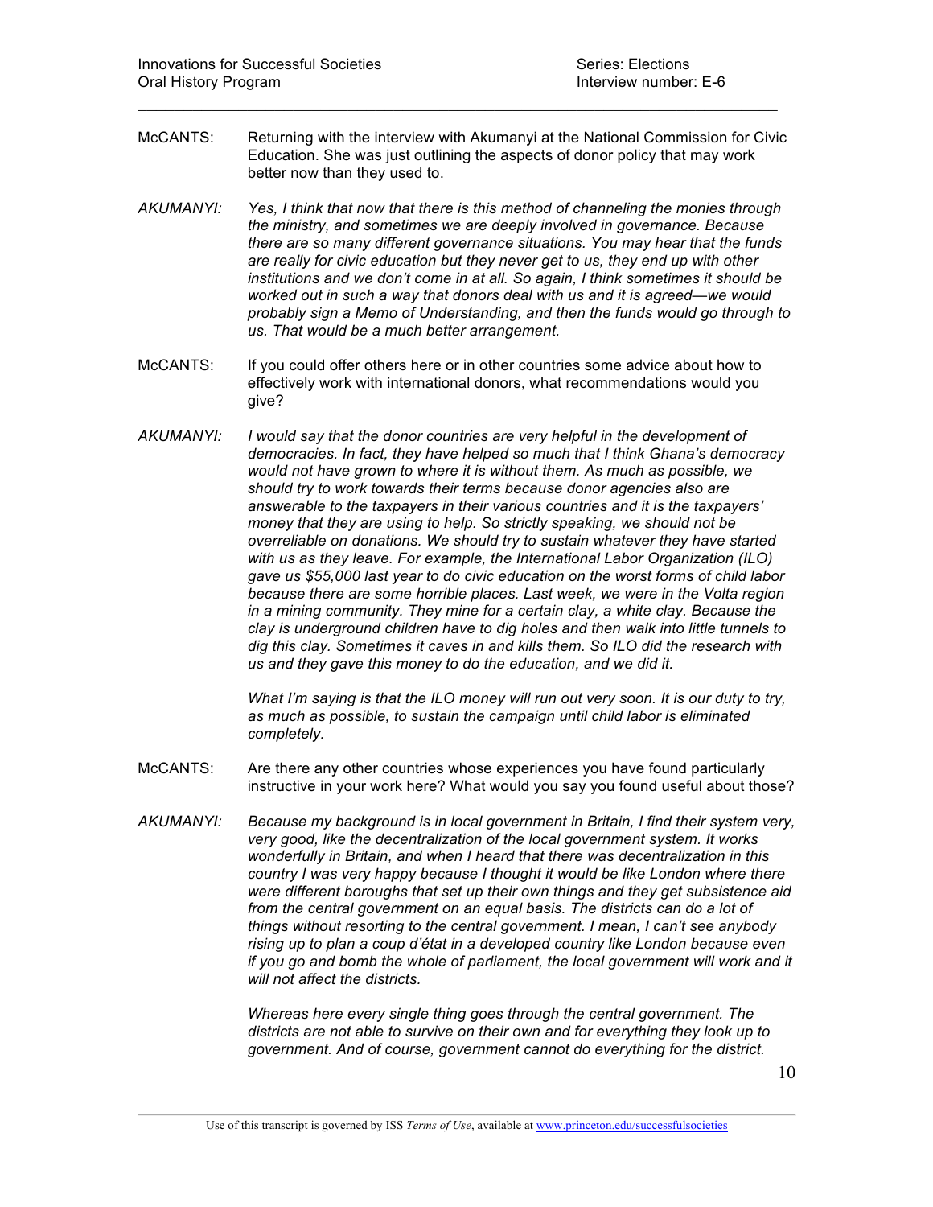McCANTS: Returning with the interview with Akumanyi at the National Commission for Civic Education. She was just outlining the aspects of donor policy that may work better now than they used to.

*AKUMANYI: Yes, I think that now that there is this method of channeling the monies through the ministry, and sometimes we are deeply involved in governance. Because there are so many different governance situations. You may hear that the funds are really for civic education but they never get to us, they end up with other institutions and we don't come in at all. So again, I think sometimes it should be worked out in such a way that donors deal with us and it is agreed—we would probably sign a Memo of Understanding, and then the funds would go through to us. That would be a much better arrangement.*

McCANTS: If you could offer others here or in other countries some advice about how to effectively work with international donors, what recommendations would you give?

*AKUMANYI: I would say that the donor countries are very helpful in the development of democracies. In fact, they have helped so much that I think Ghana's democracy would not have grown to where it is without them. As much as possible, we should try to work towards their terms because donor agencies also are answerable to the taxpayers in their various countries and it is the taxpayers' money that they are using to help. So strictly speaking, we should not be overreliable on donations. We should try to sustain whatever they have started with us as they leave. For example, the International Labor Organization (ILO) gave us $55,000 last year to do civic education on the worst forms of child labor because there are some horrible places. Last week, we were in the Volta region in a mining community. They mine for a certain clay, a white clay. Because the clay is underground children have to dig holes and then walk into little tunnels to dig this clay. Sometimes it caves in and kills them. So ILO did the research with us and they gave this money to do the education, and we did it.*

*What I'm saying is that the ILO money will run out very soon. It is our duty to try, as much as possible, to sustain the campaign until child labor is eliminated completely.*

McCANTS: Are there any other countries whose experiences you have found particularly instructive in your work here? What would you say you found useful about those?

*AKUMANYI: Because my background is in local government in Britain, I find their system very, very good, like the decentralization of the local government system. It works wonderfully in Britain, and when I heard that there was decentralization in this country I was very happy because I thought it would be like London where there were different boroughs that set up their own things and they get subsistence aid from the central government on an equal basis. The districts can do a lot of things without resorting to the central government. I mean, I can't see anybody rising up to plan a coup d'état in a developed country like London because even if you go and bomb the whole of parliament, the local government will work and it will not affect the districts.*

*Whereas here every single thing goes through the central government. The districts are not able to survive on their own and for everything they look up to government. And of course, government cannot do everything for the district.*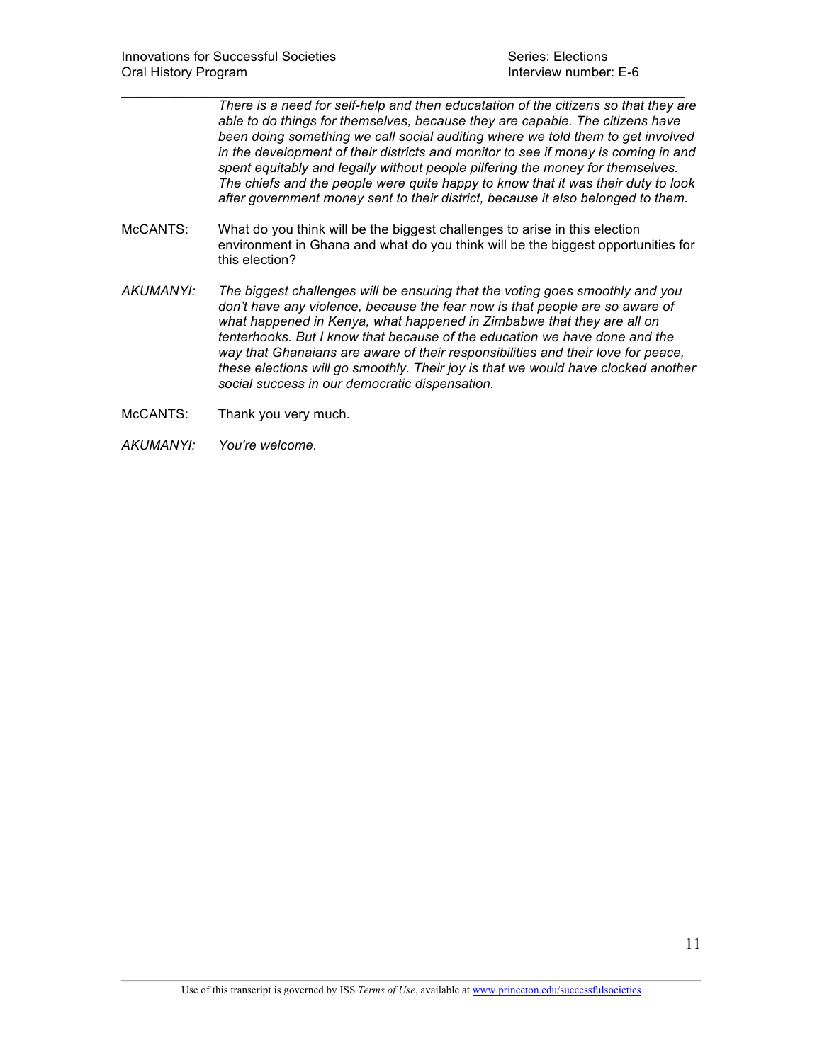*There is a need for self-help and then educatation of the citizens so that they are able to do things for themselves, because they are capable. The citizens have been doing something we call social auditing where we told them to get involved in the development of their districts and monitor to see if money is coming in and spent equitably and legally without people pilfering the money for themselves. The chiefs and the people were quite happy to know that it was their duty to look after government money sent to their district, because it also belonged to them.*

McCANTS: What do you think will be the biggest challenges to arise in this election environment in Ghana and what do you think will be the biggest opportunities for this election?

*AKUMANYI: The biggest challenges will be ensuring that the voting goes smoothly and you don't have any violence, because the fear now is that people are so aware of what happened in Kenya, what happened in Zimbabwe that they are all on tenterhooks. But I know that because of the education we have done and the way that Ghanaians are aware of their responsibilities and their love for peace, these elections will go smoothly. Their joy is that we would have clocked another social success in our democratic dispensation.*

McCANTS: Thank you very much.

*AKUMANYI: You're welcome.*

Use of this transcript is governed by ISS *Terms of Use*, available at www.princeton.edu/successfulsocieties